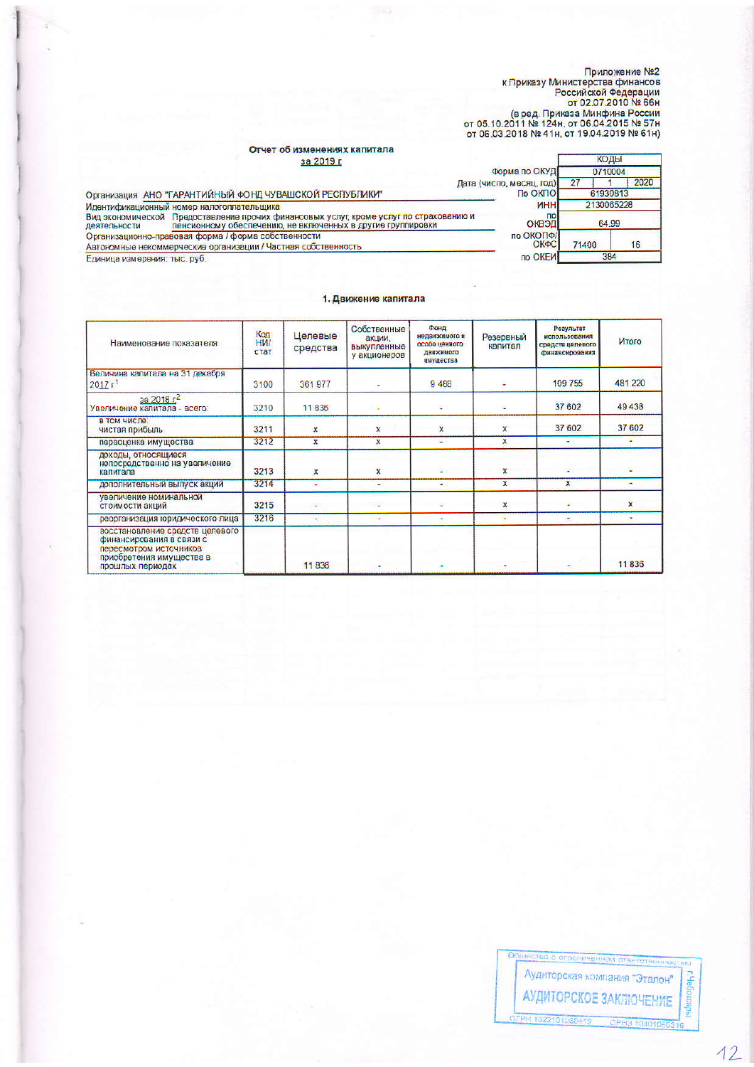Приложение №2
к Приказу Министерства финансов
Российской Федерации
от 02.07.2010 № 66н
(в ред. Приказа Минфина России
от 05.10.2011 № 124н, от 06.04.2015 № 57н
от 06.03.2018 № 41н, от 19.04.2019 № 61н)

## Отчет об изменениях капитала
за 2019 г

| | | КОДЫ | |
|---|---|---|---|
| | Форма по ОКУД | 0710004 | |
| | Дата (число, месяц, год) | 27 1 | 2020 |
| Организация АНО "ГАРАНТИЙНЫЙ ФОНД ЧУВАШСКОЙ РЕСПУБЛИКИ" | По ОКПО | 61930813 | |
| Идентификационный номер налогоплательщика | ИНН | 2130065228 | |
| Вид экономической деятельности: Предоставление прочих финансовых услуг, кроме услуг по страхованию и пенсионному обеспечению, не включенных в другие группировки | по ОКВЭД | 64.99 | |
| Организационно-правовая форма / форма собственности: Автономные некоммерческие организации / Частная собственность | по ОКОПФ/ОКФС | 71400 | 16 |
| Единица измерения: тыс. руб. | по ОКЕИ | 384 | |

### 1. Движение капитала

| Наименование показателя | Код НИ/стат | Целевые средства | Собственные акции, выкупленные у акционеров | Фонд недвижимого и особо ценного движимого имущества | Резервный капитал | Результат использования средств целевого финансирования | Итого |
|---|---|---|---|---|---|---|---|
| Величина капитала на 31 декабря 2017 г[1] | 3100 | 361 977 | - | 9 488 | - | 109 755 | 481 220 |
| за 2018 г[2] Увеличение капитала - всего: | 3210 | 11 836 | - | - | - | 37 602 | 49 438 |
| в том числе: чистая прибыль | 3211 | x | x | x | x | 37 602 | 37 602 |
| переоценка имущества | 3212 | x | x | - | x | - | - |
| доходы, относящиеся непосредственно на увеличение капитала | 3213 | x | x | - | x | - | - |
| дополнительный выпуск акций | 3214 | - | - | - | x | x | - |
| увеличение номинальной стоимости акций | 3215 | - | - | - | x | - | x |
| реорганизация юридического лица | 3216 | - | - | - | - | - | - |
| восстановление средств целевого финансирования в связи с пересмотром источников приобретения имущества в прошлых периодах | | 11 836 | - | - | - | - | 11 836 |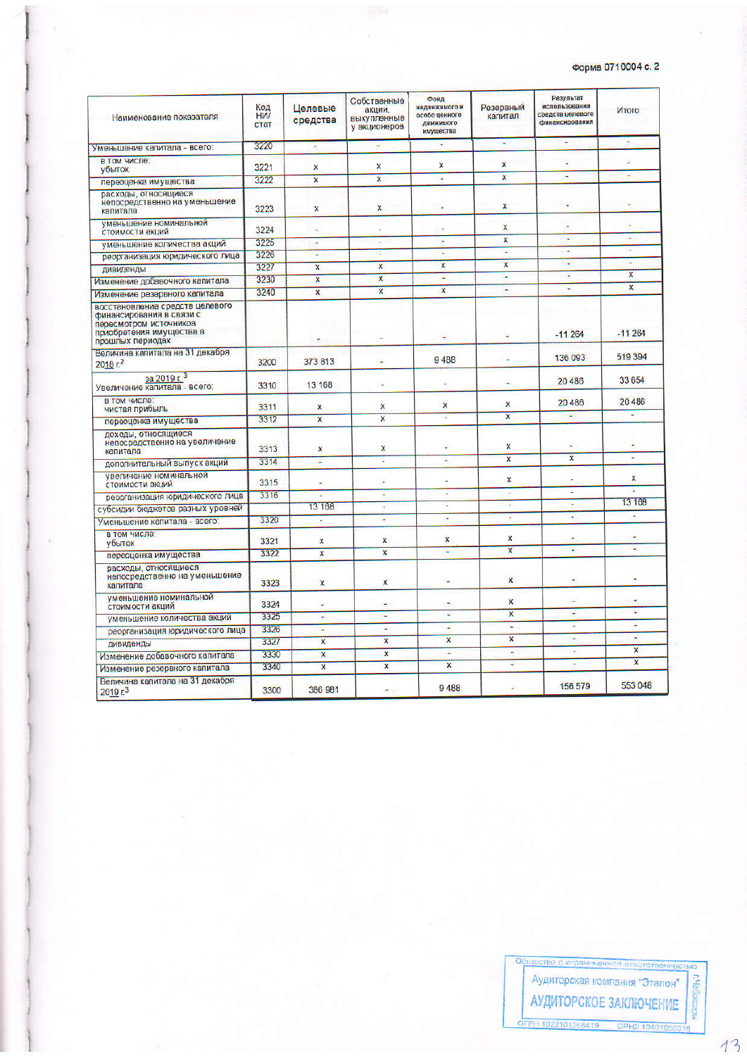Форма 0710004 с. 2

| Наименование показателя | Код НИ/стат | Целевые средства | Собственные акции, выкупленные у акционеров | Фонд недвижимого и особо ценного движимого имущества | Резервный капитал | Результат использования средств целевого финансирования | Итого |
|---|---|---|---|---|---|---|---|
| Уменьшение капитала - всего: | 3220 | - | - | - | - | - | - |
| в том числе: убыток | 3221 | x | x | x | x | - | - |
| переоценка имущества | 3222 | x | x | - | x | - | - |
| расходы, относящиеся непосредственно на уменьшение капитала | 3223 | x | x | - | x | - | - |
| уменьшение номинальной стоимости акций | 3224 | - | - | - | x | - | - |
| уменьшение количества акций | 3225 | - | - | - | x | - | - |
| реорганизация юридического лица | 3226 | - | - | - | - | - | - |
| дивиденды | 3227 | x | x | x | x | - | - |
| Изменение добавочного капитала | 3230 | x | x | - | - | - | x |
| Изменение резервного капитала | 3240 | x | x | x | - | - | x |
| восстановление средств целевого финансирования в связи с пересмотром источников приобретения имущества в прошлых периодах | | - | - | - | - | -11 264 | -11 264 |
| Величина капитала на 31 декабря 2018 г.[2] | 3200 | 373 813 | - | 9 488 | - | 136 093 | 519 394 |
| за 2019 г.[3] Увеличение капитала - всего: | 3310 | 13 168 | - | - | - | 20 486 | 33 654 |
| в том числе: чистая прибыль | 3311 | x | x | x | x | 20 486 | 20 486 |
| переоценка имущества | 3312 | x | x | - | x | - | - |
| доходы, относящиеся непосредственно на увеличение капитала | 3313 | x | x | - | x | - | - |
| дополнительный выпуск акций | 3314 | - | - | - | x | x | - |
| увеличение номинальной стоимости акций | 3315 | - | - | - | x | - | x |
| реорганизация юридического лица | 3316 | - | - | - | - | - | - |
| субсидии бюджетов разных уровней | | 13 168 | - | - | - | - | 13 168 |
| Уменьшение капитала - всего: | 3320 | - | - | - | - | - | - |
| в том числе: убыток | 3321 | x | x | x | x | - | - |
| переоценка имущества | 3322 | x | x | - | x | - | - |
| расходы, относящиеся непосредственно на уменьшение капитала | 3323 | x | x | - | x | - | - |
| уменьшение номинальной стоимости акций | 3324 | - | - | - | x | - | - |
| уменьшение количества акций | 3325 | - | - | - | x | - | - |
| реорганизация юридического лица | 3326 | - | - | - | - | - | - |
| дивиденды | 3327 | x | x | x | x | - | - |
| Изменение добавочного капитала | 3330 | x | x | - | - | - | x |
| Изменение резервного капитала | 3340 | x | x | x | - | - | x |
| Величина капитала на 31 декабря 2019 г.[3] | 3300 | 386 981 | - | 9 488 | - | 156 579 | 553 048 |

Общество с ограниченной ответственностью Аудиторская компания "Эталон" г.Чебоксары АУДИТОРСКОЕ ЗАКЛЮЧЕНИЕ ОГРН 1022101268419 ОРНЗ 10401050316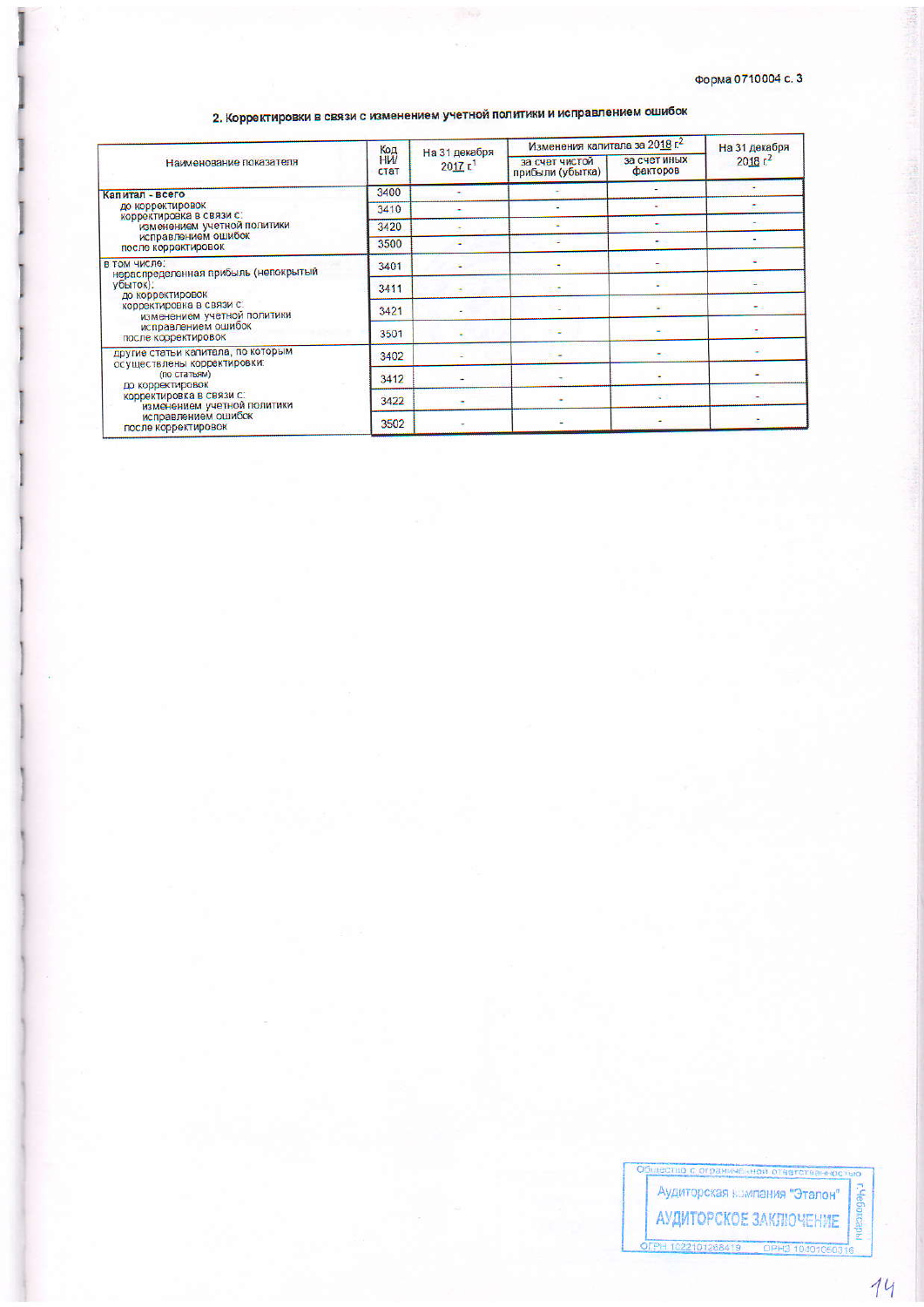Форма 0710004 с. 3

## 2. Корректировки в связи с изменением учетной политики и исправлением ошибок

| Наименование показателя | Код НИ/стат | На 31 декабря 2017 г.[1] | Изменения капитала за 2018 г.[2] | | На 31 декабря 2018 г.[2] |
|---|---|---|---|---|---|
| | | | за счет чистой прибыли (убытка) | за счет иных факторов | |
| **Капитал - всего** до корректировок | 3400 | - | - | - | - |
| корректировка в связи с: изменением учетной политики | 3410 | - | - | - | - |
| исправлением ошибок | 3420 | - | - | - | - |
| после корректировок | 3500 | - | - | - | - |
| в том числе: нераспределенная прибыль (непокрытый убыток): до корректировок | 3401 | - | - | - | - |
| корректировка в связи с: изменением учетной политики | 3411 | - | - | - | - |
| исправлением ошибок | 3421 | - | - | - | - |
| после корректировок | 3501 | - | - | - | - |
| другие статьи капитала, по которым осуществлены корректировки: (по статьям) до корректировок | 3402 | - | - | - | - |
| корректировка в связи с: изменением учетной политики | 3412 | - | - | - | - |
| исправлением ошибок | 3422 | - | - | - | - |
| после корректировок | 3502 | - | - | - | - |

Общество с ограниченной ответственностью Аудиторская компания "Эталон" г.Чебоксары
АУДИТОРСКОЕ ЗАКЛЮЧЕНИЕ
ОГРН 1022101268419 ОРНЗ 10401060316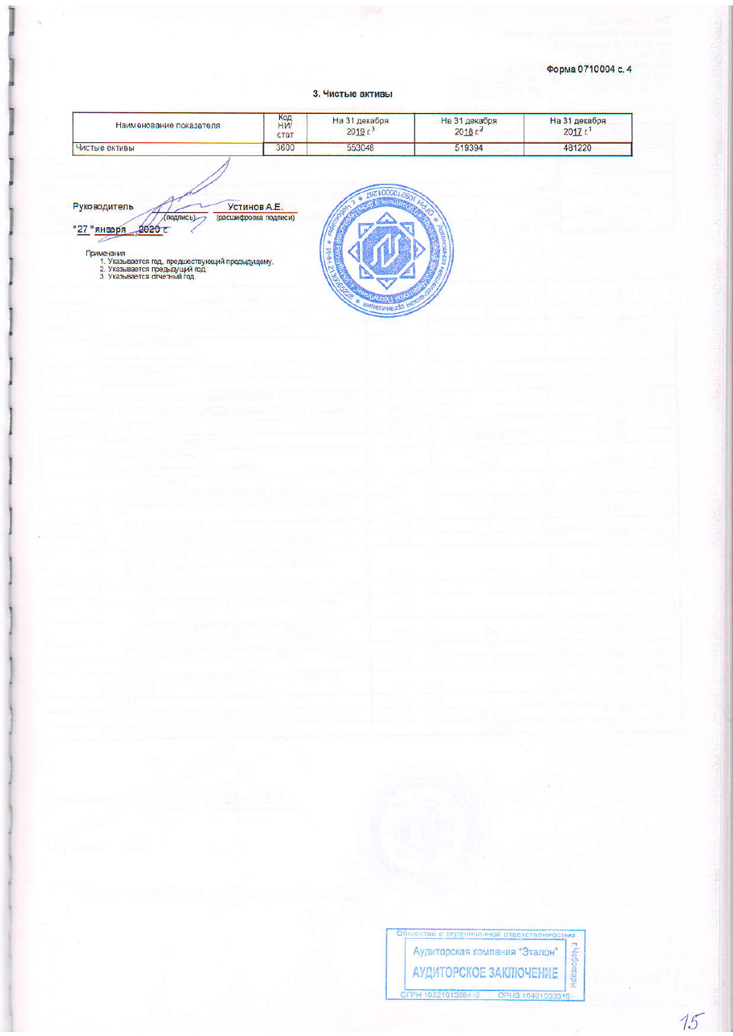Форма 0710004 с. 4

## 3. Чистые активы

| Наименование показателя | Код НИ/стат | На 31 декабря 2019 г.[3] | На 31 декабря 2018 г.[2] | На 31 декабря 2017 г.[1] |
|---|---|---|---|---|
| Чистые активы | 3600 | 553048 | 519394 | 481220 |

Руководитель ____________ (подпись) Устинов А.Е. (расшифровка подписи)

"27" января 2020 г.

Примечания
1. Указывается год, предшествующий предыдущему.
2. Указывается предыдущий год.
3. Указывается отчетный год.

Общество с ограниченной ответственностью
Аудиторская компания "Эталон"
АУДИТОРСКОЕ ЗАКЛЮЧЕНИЕ
г.Чебоксары
ОГРН 1022101268419 ОРНЗ 10401050316